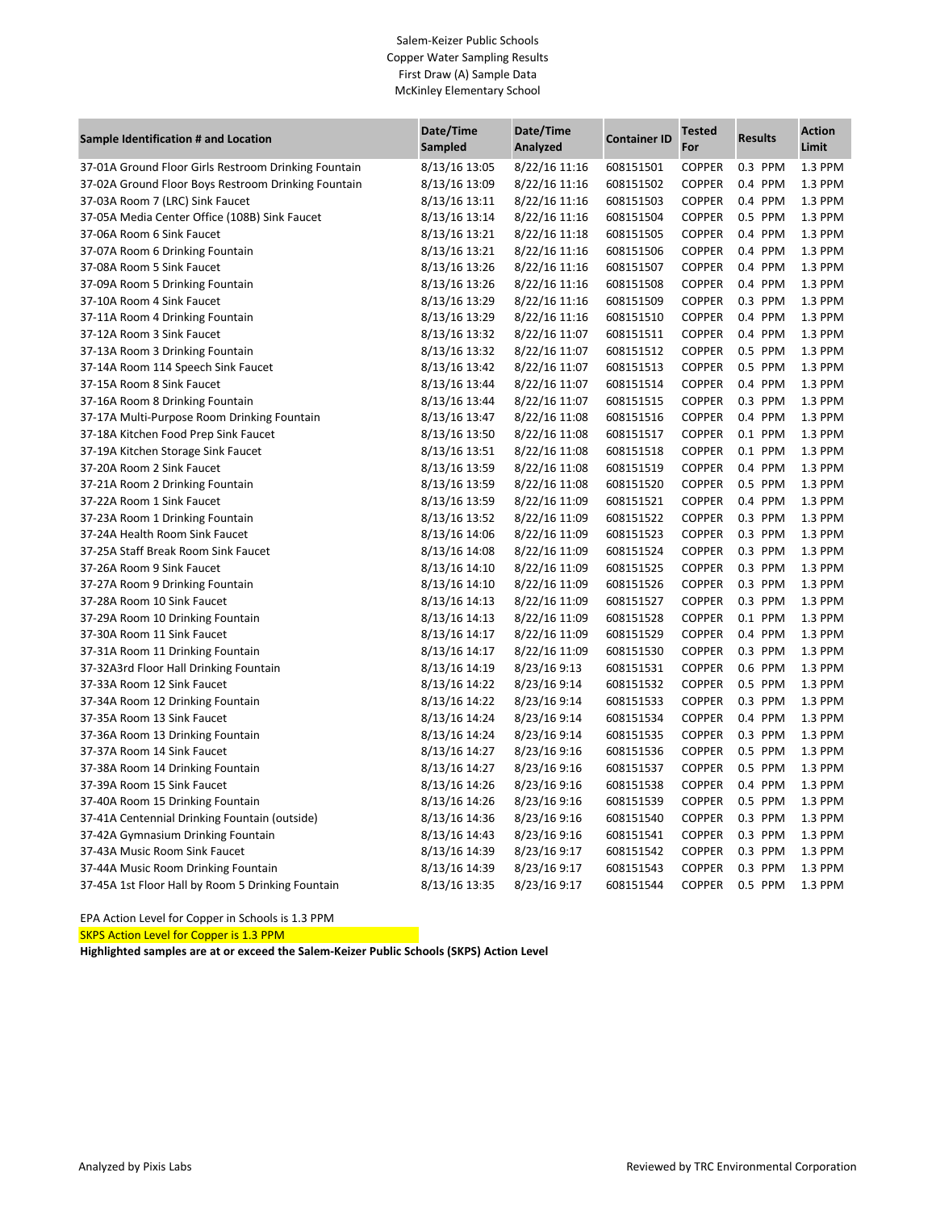Salem-Keizer Public Schools
Copper Water Sampling Results
First Draw (A) Sample Data
McKinley Elementary School

| Sample Identification # and Location | Date/Time Sampled | Date/Time Analyzed | Container ID | Tested For | Results | Action Limit |
|---|---|---|---|---|---|---|
| 37-01A Ground Floor Girls Restroom Drinking Fountain | 8/13/16 13:05 | 8/22/16 11:16 | 608151501 | COPPER | 0.3 PPM | 1.3 PPM |
| 37-02A Ground Floor Boys Restroom Drinking Fountain | 8/13/16 13:09 | 8/22/16 11:16 | 608151502 | COPPER | 0.4 PPM | 1.3 PPM |
| 37-03A Room 7 (LRC) Sink Faucet | 8/13/16 13:11 | 8/22/16 11:16 | 608151503 | COPPER | 0.4 PPM | 1.3 PPM |
| 37-05A Media Center Office (108B) Sink Faucet | 8/13/16 13:14 | 8/22/16 11:16 | 608151504 | COPPER | 0.5 PPM | 1.3 PPM |
| 37-06A Room 6 Sink Faucet | 8/13/16 13:21 | 8/22/16 11:18 | 608151505 | COPPER | 0.4 PPM | 1.3 PPM |
| 37-07A Room 6 Drinking Fountain | 8/13/16 13:21 | 8/22/16 11:16 | 608151506 | COPPER | 0.4 PPM | 1.3 PPM |
| 37-08A Room 5 Sink Faucet | 8/13/16 13:26 | 8/22/16 11:16 | 608151507 | COPPER | 0.4 PPM | 1.3 PPM |
| 37-09A Room 5 Drinking Fountain | 8/13/16 13:26 | 8/22/16 11:16 | 608151508 | COPPER | 0.4 PPM | 1.3 PPM |
| 37-10A Room 4 Sink Faucet | 8/13/16 13:29 | 8/22/16 11:16 | 608151509 | COPPER | 0.3 PPM | 1.3 PPM |
| 37-11A Room 4 Drinking Fountain | 8/13/16 13:29 | 8/22/16 11:16 | 608151510 | COPPER | 0.4 PPM | 1.3 PPM |
| 37-12A Room 3 Sink Faucet | 8/13/16 13:32 | 8/22/16 11:07 | 608151511 | COPPER | 0.4 PPM | 1.3 PPM |
| 37-13A Room 3 Drinking Fountain | 8/13/16 13:32 | 8/22/16 11:07 | 608151512 | COPPER | 0.5 PPM | 1.3 PPM |
| 37-14A Room 114 Speech Sink Faucet | 8/13/16 13:42 | 8/22/16 11:07 | 608151513 | COPPER | 0.5 PPM | 1.3 PPM |
| 37-15A Room 8 Sink Faucet | 8/13/16 13:44 | 8/22/16 11:07 | 608151514 | COPPER | 0.4 PPM | 1.3 PPM |
| 37-16A Room 8 Drinking Fountain | 8/13/16 13:44 | 8/22/16 11:07 | 608151515 | COPPER | 0.3 PPM | 1.3 PPM |
| 37-17A Multi-Purpose Room Drinking Fountain | 8/13/16 13:47 | 8/22/16 11:08 | 608151516 | COPPER | 0.4 PPM | 1.3 PPM |
| 37-18A Kitchen Food Prep Sink Faucet | 8/13/16 13:50 | 8/22/16 11:08 | 608151517 | COPPER | 0.1 PPM | 1.3 PPM |
| 37-19A Kitchen Storage Sink Faucet | 8/13/16 13:51 | 8/22/16 11:08 | 608151518 | COPPER | 0.1 PPM | 1.3 PPM |
| 37-20A Room 2 Sink Faucet | 8/13/16 13:59 | 8/22/16 11:08 | 608151519 | COPPER | 0.4 PPM | 1.3 PPM |
| 37-21A Room 2 Drinking Fountain | 8/13/16 13:59 | 8/22/16 11:08 | 608151520 | COPPER | 0.5 PPM | 1.3 PPM |
| 37-22A Room 1 Sink Faucet | 8/13/16 13:59 | 8/22/16 11:09 | 608151521 | COPPER | 0.4 PPM | 1.3 PPM |
| 37-23A Room 1 Drinking Fountain | 8/13/16 13:52 | 8/22/16 11:09 | 608151522 | COPPER | 0.3 PPM | 1.3 PPM |
| 37-24A Health Room Sink Faucet | 8/13/16 14:06 | 8/22/16 11:09 | 608151523 | COPPER | 0.3 PPM | 1.3 PPM |
| 37-25A Staff Break Room Sink Faucet | 8/13/16 14:08 | 8/22/16 11:09 | 608151524 | COPPER | 0.3 PPM | 1.3 PPM |
| 37-26A Room 9 Sink Faucet | 8/13/16 14:10 | 8/22/16 11:09 | 608151525 | COPPER | 0.3 PPM | 1.3 PPM |
| 37-27A Room 9 Drinking Fountain | 8/13/16 14:10 | 8/22/16 11:09 | 608151526 | COPPER | 0.3 PPM | 1.3 PPM |
| 37-28A Room 10 Sink Faucet | 8/13/16 14:13 | 8/22/16 11:09 | 608151527 | COPPER | 0.3 PPM | 1.3 PPM |
| 37-29A Room 10 Drinking Fountain | 8/13/16 14:13 | 8/22/16 11:09 | 608151528 | COPPER | 0.1 PPM | 1.3 PPM |
| 37-30A Room 11 Sink Faucet | 8/13/16 14:17 | 8/22/16 11:09 | 608151529 | COPPER | 0.4 PPM | 1.3 PPM |
| 37-31A Room 11 Drinking Fountain | 8/13/16 14:17 | 8/22/16 11:09 | 608151530 | COPPER | 0.3 PPM | 1.3 PPM |
| 37-32A3rd Floor Hall Drinking Fountain | 8/13/16 14:19 | 8/23/16 9:13 | 608151531 | COPPER | 0.6 PPM | 1.3 PPM |
| 37-33A Room 12 Sink Faucet | 8/13/16 14:22 | 8/23/16 9:14 | 608151532 | COPPER | 0.5 PPM | 1.3 PPM |
| 37-34A Room 12 Drinking Fountain | 8/13/16 14:22 | 8/23/16 9:14 | 608151533 | COPPER | 0.3 PPM | 1.3 PPM |
| 37-35A Room 13 Sink Faucet | 8/13/16 14:24 | 8/23/16 9:14 | 608151534 | COPPER | 0.4 PPM | 1.3 PPM |
| 37-36A Room 13 Drinking Fountain | 8/13/16 14:24 | 8/23/16 9:14 | 608151535 | COPPER | 0.3 PPM | 1.3 PPM |
| 37-37A Room 14 Sink Faucet | 8/13/16 14:27 | 8/23/16 9:16 | 608151536 | COPPER | 0.5 PPM | 1.3 PPM |
| 37-38A Room 14 Drinking Fountain | 8/13/16 14:27 | 8/23/16 9:16 | 608151537 | COPPER | 0.5 PPM | 1.3 PPM |
| 37-39A Room 15 Sink Faucet | 8/13/16 14:26 | 8/23/16 9:16 | 608151538 | COPPER | 0.4 PPM | 1.3 PPM |
| 37-40A Room 15 Drinking Fountain | 8/13/16 14:26 | 8/23/16 9:16 | 608151539 | COPPER | 0.5 PPM | 1.3 PPM |
| 37-41A Centennial Drinking Fountain (outside) | 8/13/16 14:36 | 8/23/16 9:16 | 608151540 | COPPER | 0.3 PPM | 1.3 PPM |
| 37-42A Gymnasium Drinking Fountain | 8/13/16 14:43 | 8/23/16 9:16 | 608151541 | COPPER | 0.3 PPM | 1.3 PPM |
| 37-43A Music Room Sink Faucet | 8/13/16 14:39 | 8/23/16 9:17 | 608151542 | COPPER | 0.3 PPM | 1.3 PPM |
| 37-44A Music Room Drinking Fountain | 8/13/16 14:39 | 8/23/16 9:17 | 608151543 | COPPER | 0.3 PPM | 1.3 PPM |
| 37-45A 1st Floor Hall by Room 5 Drinking Fountain | 8/13/16 13:35 | 8/23/16 9:17 | 608151544 | COPPER | 0.5 PPM | 1.3 PPM |

EPA Action Level for Copper in Schools is 1.3 PPM

SKPS Action Level for Copper is 1.3 PPM

**Highlighted samples are at or exceed the Salem-Keizer Public Schools (SKPS) Action Level**

Analyzed by Pixis Labs

Reviewed by TRC Environmental Corporation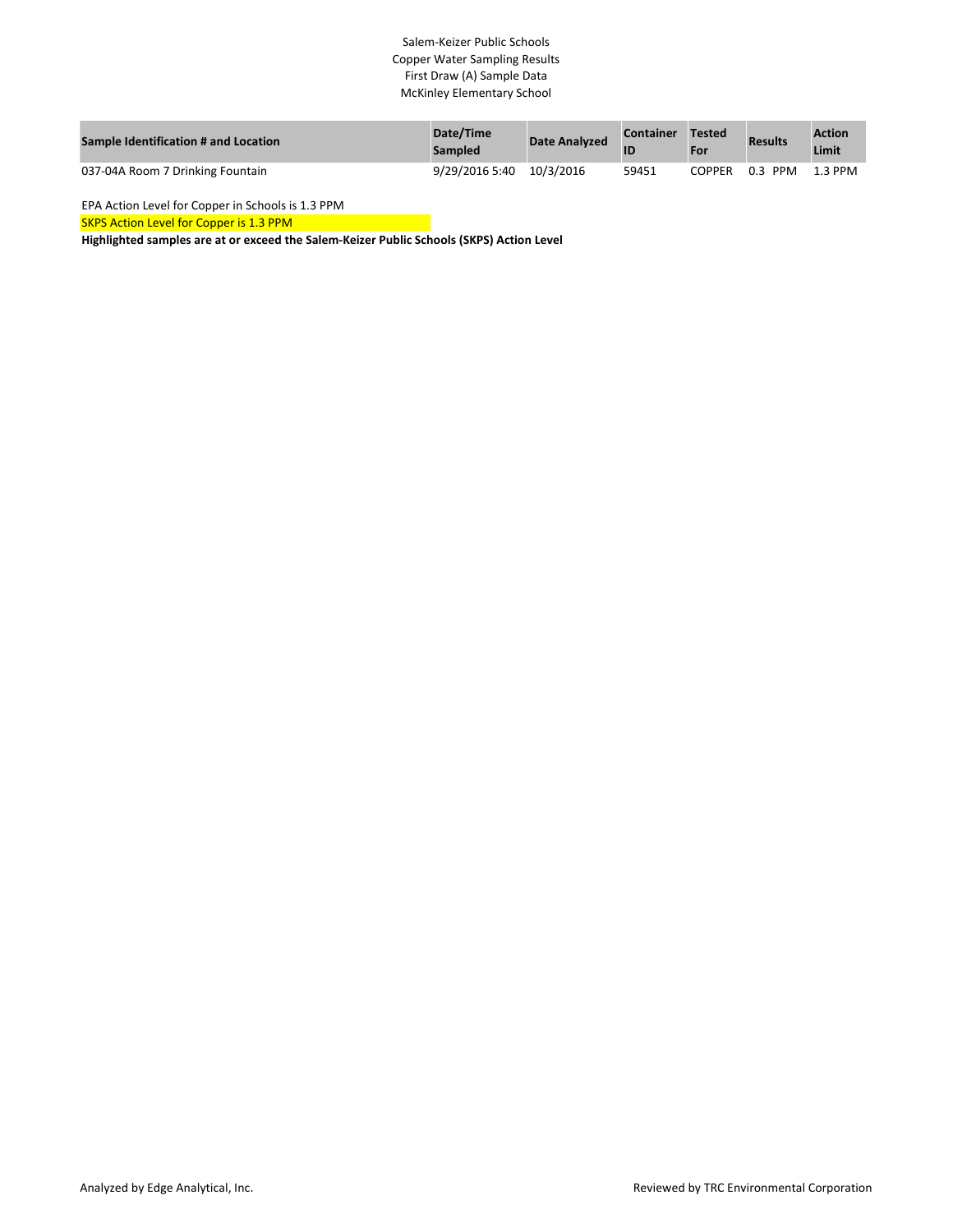Salem-Keizer Public Schools
Copper Water Sampling Results
First Draw (A) Sample Data
McKinley Elementary School

| Sample Identification # and Location | Date/Time Sampled | Date Analyzed | Container ID | Tested For | Results | Action Limit |
|---|---|---|---|---|---|---|
| 037-04A Room 7 Drinking Fountain | 9/29/2016 5:40 | 10/3/2016 | 59451 | COPPER | 0.3 PPM | 1.3 PPM |

EPA Action Level for Copper in Schools is 1.3 PPM

SKPS Action Level for Copper is 1.3 PPM

**Highlighted samples are at or exceed the Salem-Keizer Public Schools (SKPS) Action Level**

Analyzed by Edge Analytical, Inc.

Reviewed by TRC Environmental Corporation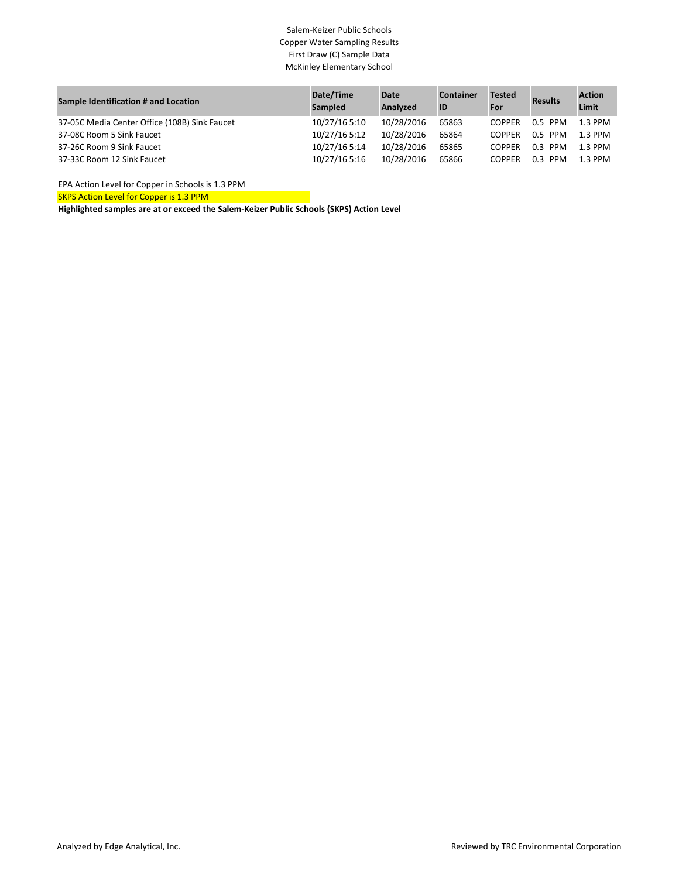Salem-Keizer Public Schools
Copper Water Sampling Results
First Draw (C) Sample Data
McKinley Elementary School

| Sample Identification # and Location | Date/Time Sampled | Date Analyzed | Container ID | Tested For | Results | Action Limit |
|---|---|---|---|---|---|---|
| 37-05C Media Center Office (108B) Sink Faucet | 10/27/16 5:10 | 10/28/2016 | 65863 | COPPER | 0.5 PPM | 1.3 PPM |
| 37-08C Room 5 Sink Faucet | 10/27/16 5:12 | 10/28/2016 | 65864 | COPPER | 0.5 PPM | 1.3 PPM |
| 37-26C Room 9 Sink Faucet | 10/27/16 5:14 | 10/28/2016 | 65865 | COPPER | 0.3 PPM | 1.3 PPM |
| 37-33C Room 12 Sink Faucet | 10/27/16 5:16 | 10/28/2016 | 65866 | COPPER | 0.3 PPM | 1.3 PPM |

EPA Action Level for Copper in Schools is 1.3 PPM

SKPS Action Level for Copper is 1.3 PPM

**Highlighted samples are at or exceed the Salem-Keizer Public Schools (SKPS) Action Level**

Analyzed by Edge Analytical, Inc.

Reviewed by TRC Environmental Corporation